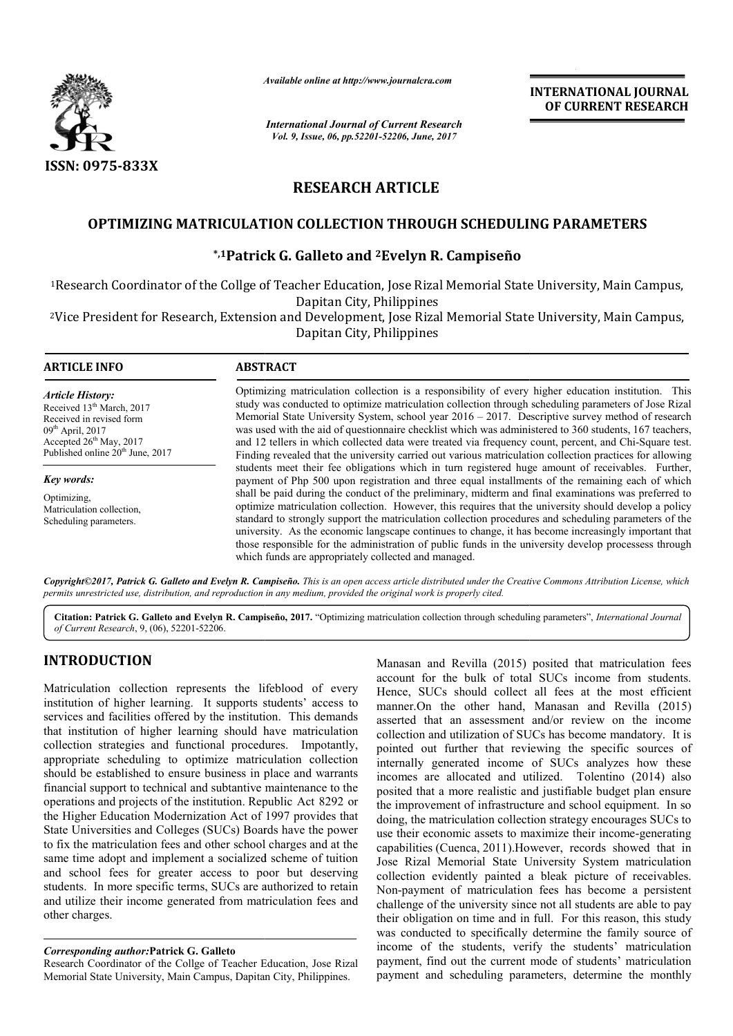# RESEARCH ARTICLE

## OPTIMIZING MATRICULATION COLLECTION THROUGH SCHEDULING PARAMETERS

**\*,[1]Patrick G. Galleto and [2]Evelyn R. Campiseño**

[1]Research Coordinator of the Collge of Teacher Education, Jose Rizal Memorial State University, Main Campus, Dapitan City, Philippines

[2]Vice President for Research, Extension and Development, Jose Rizal Memorial State University, Main Campus, Dapitan City, Philippines

**ARTICLE INFO**

*Article History:*

Received 13th March, 2017
Received in revised form 09th April, 2017
Accepted 26th May, 2017
Published online 20th June, 2017

*Key words:*

Optimizing,
Matriculation collection,
Scheduling parameters.

**ABSTRACT**

Optimizing matriculation collection is a responsibility of every higher education institution. This study was conducted to optimize matriculation collection through scheduling parameters of Jose Rizal Memorial State University System, school year 2016 – 2017. Descriptive survey method of research was used with the aid of questionnaire checklist which was administered to 360 students, 167 teachers, and 12 tellers in which collected data were treated via frequency count, percent, and Chi-Square test. Finding revealed that the university carried out various matriculation collection practices for allowing students meet their fee obligations which in turn registered huge amount of receivables. Further, payment of Php 500 upon registration and three equal installments of the remaining each of which shall be paid during the conduct of the preliminary, midterm and final examinations was preferred to optimize matriculation collection. However, this requires that the university should develop a policy standard to strongly support the matriculation collection procedures and scheduling parameters of the university. As the economic langscape continues to change, it has become increasingly important that those responsible for the administration of public funds in the university develop processess through which funds are appropriately collected and managed.

*Copyright©2017, Patrick G. Galleto and Evelyn R. Campiseño. This is an open access article distributed under the Creative Commons Attribution License, which permits unrestricted use, distribution, and reproduction in any medium, provided the original work is properly cited.*

**Citation: Patrick G. Galleto and Evelyn R. Campiseño, 2017.** "Optimizing matriculation collection through scheduling parameters", *International Journal of Current Research*, 9, (06), 52201-52206.

## INTRODUCTION

Matriculation collection represents the lifeblood of every institution of higher learning. It supports students' access to services and facilities offered by the institution. This demands that institution of higher learning should have matriculation collection strategies and functional procedures. Impotantly, appropriate scheduling to optimize matriculation collection should be established to ensure business in place and warrants financial support to technical and subtantive maintenance to the operations and projects of the institution. Republic Act 8292 or the Higher Education Modernization Act of 1997 provides that State Universities and Colleges (SUCs) Boards have the power to fix the matriculation fees and other school charges and at the same time adopt and implement a socialized scheme of tuition and school fees for greater access to poor but deserving students. In more specific terms, SUCs are authorized to retain and utilize their income generated from matriculation fees and other charges.

Manasan and Revilla (2015) posited that matriculation fees account for the bulk of total SUCs income from students. Hence, SUCs should collect all fees at the most efficient manner.On the other hand, Manasan and Revilla (2015) asserted that an assessment and/or review on the income collection and utilization of SUCs has become mandatory. It is pointed out further that reviewing the specific sources of internally generated income of SUCs analyzes how these incomes are allocated and utilized. Tolentino (2014) also posited that a more realistic and justifiable budget plan ensure the improvement of infrastructure and school equipment. In so doing, the matriculation collection strategy encourages SUCs to use their economic assets to maximize their income-generating capabilities (Cuenca, 2011).However, records showed that in Jose Rizal Memorial State University System matriculation collection evidently painted a bleak picture of receivables. Non-payment of matriculation fees has become a persistent challenge of the university since not all students are able to pay their obligation on time and in full. For this reason, this study was conducted to specifically determine the family source of income of the students, verify the students' matriculation payment, find out the current mode of students' matriculation payment and scheduling parameters, determine the monthly

*Corresponding author:***Patrick G. Galleto**

Research Coordinator of the Collge of Teacher Education, Jose Rizal Memorial State University, Main Campus, Dapitan City, Philippines.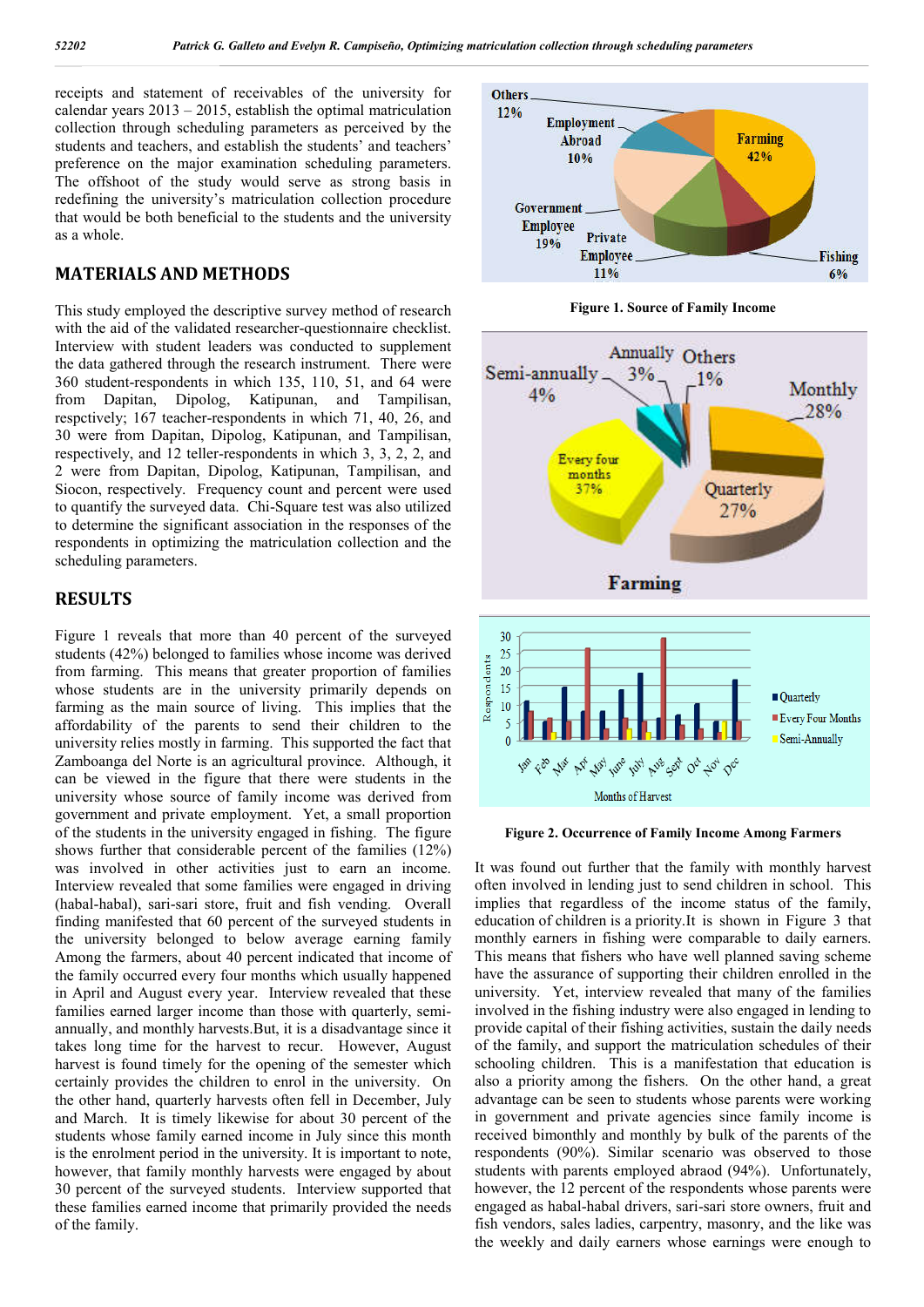receipts and statement of receivables of the university for calendar years 2013 – 2015, establish the optimal matriculation collection through scheduling parameters as perceived by the students and teachers, and establish the students' and teachers' preference on the major examination scheduling parameters. The offshoot of the study would serve as strong basis in redefining the university's matriculation collection procedure that would be both beneficial to the students and the university as a whole.

## MATERIALS AND METHODS

This study employed the descriptive survey method of research with the aid of the validated researcher-questionnaire checklist. Interview with student leaders was conducted to supplement the data gathered through the research instrument. There were 360 student-respondents in which 135, 110, 51, and 64 were from Dapitan, Dipolog, Katipunan, and Tampilisan, respctively; 167 teacher-respondents in which 71, 40, 26, and 30 were from Dapitan, Dipolog, Katipunan, and Tampilisan, respectively, and 12 teller-respondents in which 3, 3, 2, 2, and 2 were from Dapitan, Dipolog, Katipunan, Tampilisan, and Siocon, respectively. Frequency count and percent were used to quantify the surveyed data. Chi-Square test was also utilized to determine the significant association in the responses of the respondents in optimizing the matriculation collection and the scheduling parameters.

## RESULTS

Figure 1 reveals that more than 40 percent of the surveyed students (42%) belonged to families whose income was derived from farming. This means that greater proportion of families whose students are in the university primarily depends on farming as the main source of living. This implies that the affordability of the parents to send their children to the university relies mostly in farming. This supported the fact that Zamboanga del Norte is an agricultural province. Although, it can be viewed in the figure that there were students in the university whose source of family income was derived from government and private employment. Yet, a small proportion of the students in the university engaged in fishing. The figure shows further that considerable percent of the families (12%) was involved in other activities just to earn an income. Interview revealed that some families were engaged in driving (habal-habal), sari-sari store, fruit and fish vending. Overall finding manifested that 60 percent of the surveyed students in the university belonged to below average earning family Among the farmers, about 40 percent indicated that income of the family occurred every four months which usually happened in April and August every year. Interview revealed that these families earned larger income than those with quarterly, semi-annually, and monthly harvests.But, it is a disadvantage since it takes long time for the harvest to recur. However, August harvest is found timely for the opening of the semester which certainly provides the children to enrol in the university. On the other hand, quarterly harvests often fell in December, July and March. It is timely likewise for about 30 percent of the students whose family earned income in July since this month is the enrolment period in the university. It is important to note, however, that family monthly harvests were engaged by about 30 percent of the surveyed students. Interview supported that these families earned income that primarily provided the needs of the family.

Figure 1. Source of Family Income

Figure 2. Occurrence of Family Income Among Farmers

It was found out further that the family with monthly harvest often involved in lending just to send children in school. This implies that regardless of the income status of the family, education of children is a priority.It is shown in Figure 3 that monthly earners in fishing were comparable to daily earners. This means that fishers who have well planned saving scheme have the assurance of supporting their children enrolled in the university. Yet, interview revealed that many of the families involved in the fishing industry were also engaged in lending to provide capital of their fishing activities, sustain the daily needs of the family, and support the matriculation schedules of their schooling children. This is a manifestation that education is also a priority among the fishers. On the other hand, a great advantage can be seen to students whose parents were working in government and private agencies since family income is received bimonthly and monthly by bulk of the parents of the respondents (90%). Similar scenario was observed to those students with parents employed abroad (94%). Unfortunately, however, the 12 percent of the respondents whose parents were engaged as habal-habal drivers, sari-sari store owners, fruit and fish vendors, sales ladies, carpentry, masonry, and the like was the weekly and daily earners whose earnings were enough to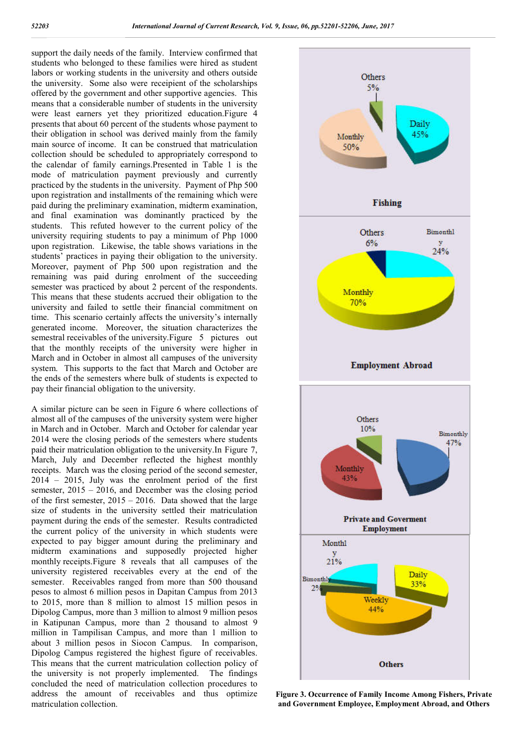support the daily needs of the family. Interview confirmed that students who belonged to these families were hired as student labors or working students in the university and others outside the university. Some also were receipient of the scholarships offered by the government and other supportive agencies. This means that a considerable number of students in the university were least earners yet they prioritized education.Figure 4 presents that about 60 percent of the students whose payment to their obligation in school was derived mainly from the family main source of income. It can be construed that matriculation collection should be scheduled to appropriately correspond to the calendar of family earnings.Presented in Table 1 is the mode of matriculation payment previously and currently practiced by the students in the university. Payment of Php 500 upon registration and installments of the remaining which were paid during the preliminary examination, midterm examination, and final examination was dominantly practiced by the students. This refuted however to the current policy of the university requiring students to pay a minimum of Php 1000 upon registration. Likewise, the table shows variations in the students' practices in paying their obligation to the university. Moreover, payment of Php 500 upon registration and the remaining was paid during enrolment of the succeeding semester was practiced by about 2 percent of the respondents. This means that these students accrued their obligation to the university and failed to settle their financial commitment on time. This scenario certainly affects the university's internally generated income. Moreover, the situation characterizes the semestral receivables of the university.Figure 5 pictures out that the monthly receipts of the university were higher in March and in October in almost all campuses of the university system. This supports to the fact that March and October are the ends of the semesters where bulk of students is expected to pay their financial obligation to the university.

A similar picture can be seen in Figure 6 where collections of almost all of the campuses of the university system were higher in March and in October. March and October for calendar year 2014 were the closing periods of the semesters where students paid their matriculation obligation to the university.In Figure 7, March, July and December reflected the highest monthly receipts. March was the closing period of the second semester, 2014 – 2015, July was the enrolment period of the first semester, 2015 – 2016, and December was the closing period of the first semester, 2015 – 2016. Data showed that the large size of students in the university settled their matriculation payment during the ends of the semester. Results contradicted the current policy of the university in which students were expected to pay bigger amount during the preliminary and midterm examinations and supposedly projected higher monthly receipts.Figure 8 reveals that all campuses of the university registered receivables every at the end of the semester. Receivables ranged from more than 500 thousand pesos to almost 6 million pesos in Dapitan Campus from 2013 to 2015, more than 8 million to almost 15 million pesos in Dipolog Campus, more than 3 million to almost 9 million pesos in Katipunan Campus, more than 2 thousand to almost 9 million in Tampilisan Campus, and more than 1 million to about 3 million pesos in Siocon Campus. In comparison, Dipolog Campus registered the highest figure of receivables. This means that the current matriculation collection policy of the university is not properly implemented. The findings concluded the need of matriculation collection procedures to address the amount of receivables and thus optimize matriculation collection.

Figure 3. Occurrence of Family Income Among Fishers, Private and Government Employee, Employment Abroad, and Others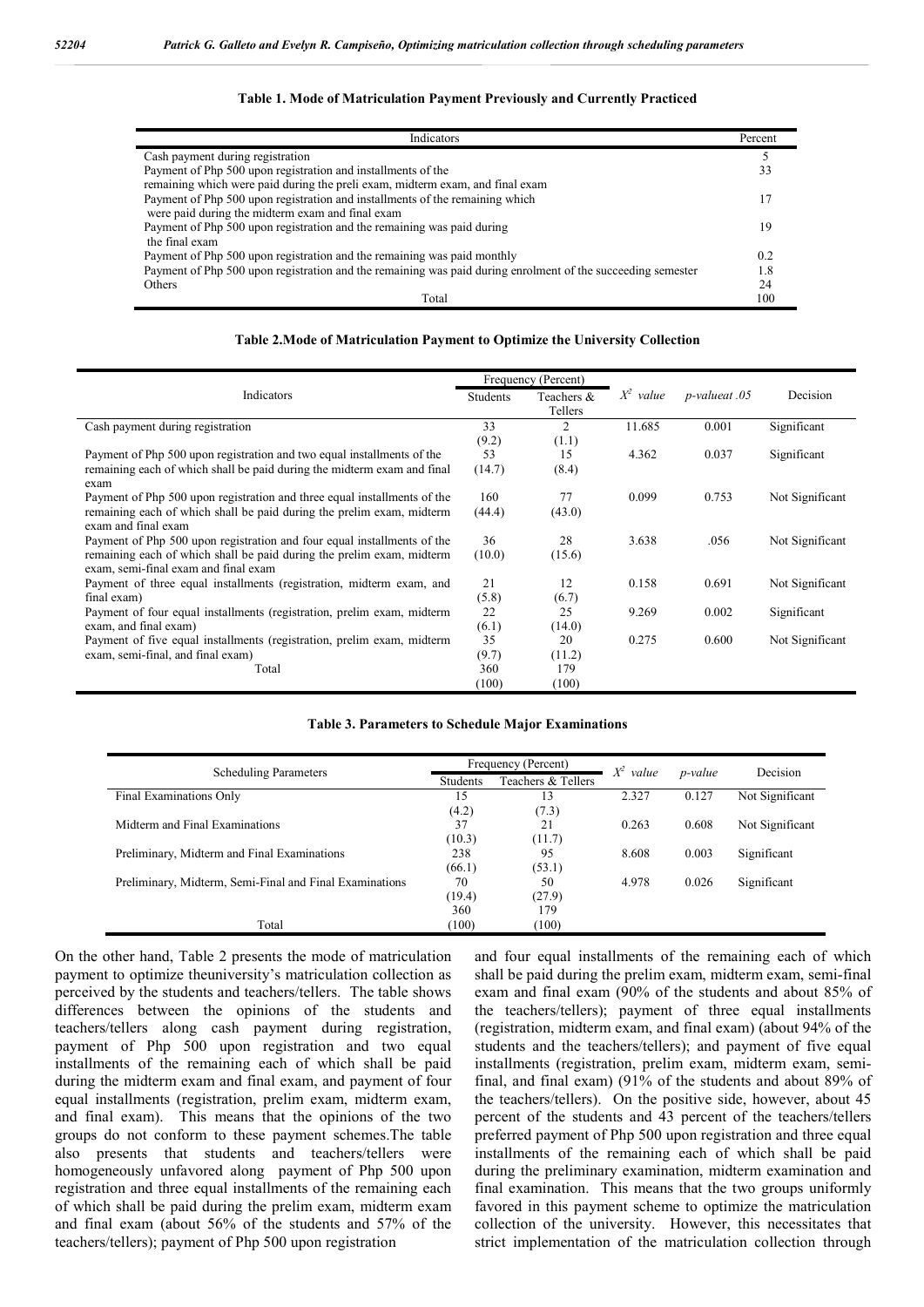**Table 1. Mode of Matriculation Payment Previously and Currently Practiced**

| Indicators | Percent |
|---|---|
| Cash payment during registration | 5 |
| Payment of Php 500 upon registration and installments of the remaining which were paid during the preli exam, midterm exam, and final exam | 33 |
| Payment of Php 500 upon registration and installments of the remaining which were paid during the midterm exam and final exam | 17 |
| Payment of Php 500 upon registration and the remaining was paid during the final exam | 19 |
| Payment of Php 500 upon registration and the remaining was paid monthly | 0.2 |
| Payment of Php 500 upon registration and the remaining was paid during enrolment of the succeeding semester | 1.8 |
| Others | 24 |
| Total | 100 |

**Table 2.Mode of Matriculation Payment to Optimize the University Collection**

| Indicators | Frequency (Percent) | | $X^2$ value | p-valueat .05 | Decision |
|---|---|---|---|---|---|
| | Students | Teachers & Tellers | | | |
| Cash payment during registration | 33 (9.2) | 2 (1.1) | 11.685 | 0.001 | Significant |
| Payment of Php 500 upon registration and two equal installments of the remaining each of which shall be paid during the midterm exam and final exam | 53 (14.7) | 15 (8.4) | 4.362 | 0.037 | Significant |
| Payment of Php 500 upon registration and three equal installments of the remaining each of which shall be paid during the prelim exam, midterm exam and final exam | 160 (44.4) | 77 (43.0) | 0.099 | 0.753 | Not Significant |
| Payment of Php 500 upon registration and four equal installments of the remaining each of which shall be paid during the prelim exam, midterm exam, semi-final exam and final exam | 36 (10.0) | 28 (15.6) | 3.638 | .056 | Not Significant |
| Payment of three equal installments (registration, midterm exam, and final exam) | 21 (5.8) | 12 (6.7) | 0.158 | 0.691 | Not Significant |
| Payment of four equal installments (registration, prelim exam, midterm exam, and final exam) | 22 (6.1) | 25 (14.0) | 9.269 | 0.002 | Significant |
| Payment of five equal installments (registration, prelim exam, midterm exam, semi-final, and final exam) | 35 (9.7) | 20 (11.2) | 0.275 | 0.600 | Not Significant |
| Total | 360 (100) | 179 (100) | | | |

**Table 3. Parameters to Schedule Major Examinations**

| Scheduling Parameters | Frequency (Percent) | | $X^2$ value | p-value | Decision |
|---|---|---|---|---|---|
| | Students | Teachers & Tellers | | | |
| Final Examinations Only | 15 (4.2) | 13 (7.3) | 2.327 | 0.127 | Not Significant |
| Midterm and Final Examinations | 37 (10.3) | 21 (11.7) | 0.263 | 0.608 | Not Significant |
| Preliminary, Midterm and Final Examinations | 238 (66.1) | 95 (53.1) | 8.608 | 0.003 | Significant |
| Preliminary, Midterm, Semi-Final and Final Examinations | 70 (19.4) | 50 (27.9) | 4.978 | 0.026 | Significant |
| Total | 360 (100) | 179 (100) | | | |

On the other hand, Table 2 presents the mode of matriculation payment to optimize theuniversity's matriculation collection as perceived by the students and teachers/tellers. The table shows differences between the opinions of the students and teachers/tellers along cash payment during registration, payment of Php 500 upon registration and two equal installments of the remaining each of which shall be paid during the midterm exam and final exam, and payment of four equal installments (registration, prelim exam, midterm exam, and final exam). This means that the opinions of the two groups do not conform to these payment schemes.The table also presents that students and teachers/tellers were homogeneously unfavored along payment of Php 500 upon registration and three equal installments of the remaining each of which shall be paid during the prelim exam, midterm exam and final exam (about 56% of the students and 57% of the teachers/tellers); payment of Php 500 upon registration and four equal installments of the remaining each of which shall be paid during the prelim exam, midterm exam, semi-final exam and final exam (90% of the students and about 85% of the teachers/tellers); payment of three equal installments (registration, midterm exam, and final exam) (about 94% of the students and the teachers/tellers); and payment of five equal installments (registration, prelim exam, midterm exam, semi-final, and final exam) (91% of the students and about 89% of the teachers/tellers). On the positive side, however, about 45 percent of the students and 43 percent of the teachers/tellers preferred payment of Php 500 upon registration and three equal installments of the remaining each of which shall be paid during the preliminary examination, midterm examination and final examination. This means that the two groups uniformly favored in this payment scheme to optimize the matriculation collection of the university. However, this necessitates that strict implementation of the matriculation collection through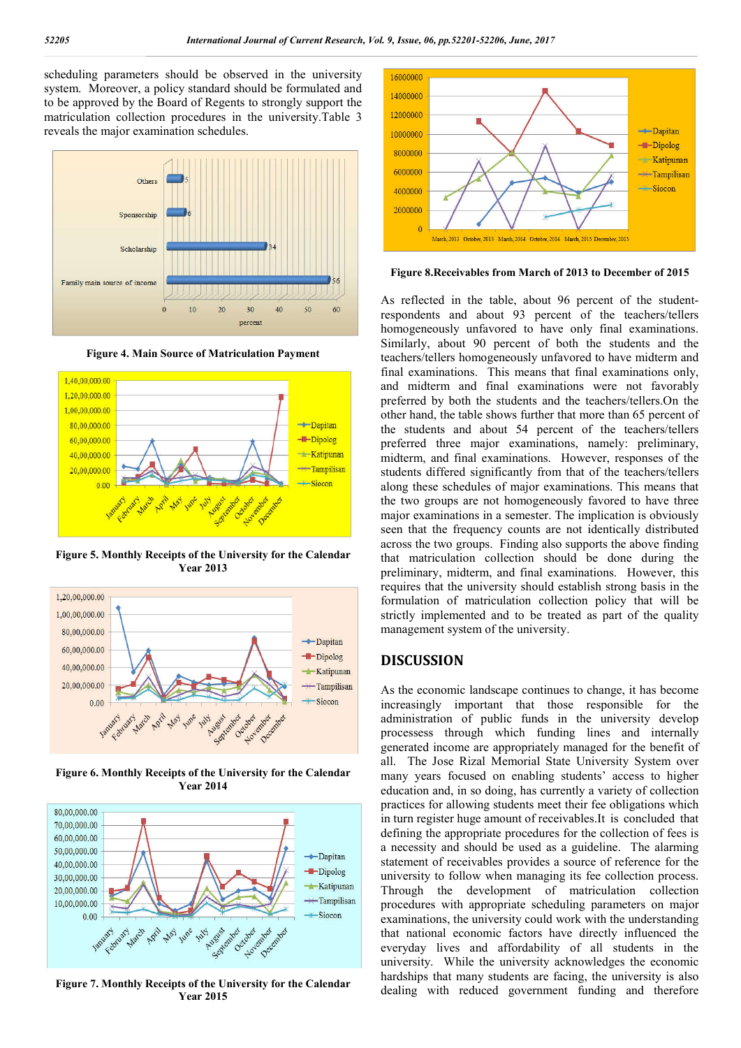scheduling parameters should be observed in the university system. Moreover, a policy standard should be formulated and to be approved by the Board of Regents to strongly support the matriculation collection procedures in the university.Table 3 reveals the major examination schedules.

**Figure 4. Main Source of Matriculation Payment**

**Figure 5. Monthly Receipts of the University for the Calendar Year 2013**

**Figure 6. Monthly Receipts of the University for the Calendar Year 2014**

**Figure 7. Monthly Receipts of the University for the Calendar Year 2015**

**Figure 8.Receivables from March of 2013 to December of 2015**

As reflected in the table, about 96 percent of the student-respondents and about 93 percent of the teachers/tellers homogeneously unfavored to have only final examinations. Similarly, about 90 percent of both the students and the teachers/tellers homogeneously unfavored to have midterm and final examinations. This means that final examinations only, and midterm and final examinations were not favorably preferred by both the students and the teachers/tellers.On the other hand, the table shows further that more than 65 percent of the students and about 54 percent of the teachers/tellers preferred three major examinations, namely: preliminary, midterm, and final examinations. However, responses of the students differed significantly from that of the teachers/tellers along these schedules of major examinations. This means that the two groups are not homogeneously favored to have three major examinations in a semester. The implication is obviously seen that the frequency counts are not identically distributed across the two groups. Finding also supports the above finding that matriculation collection should be done during the preliminary, midterm, and final examinations. However, this requires that the university should establish strong basis in the formulation of matriculation collection policy that will be strictly implemented and to be treated as part of the quality management system of the university.

## DISCUSSION

As the economic landscape continues to change, it has become increasingly important that those responsible for the administration of public funds in the university develop processess through which funding lines and internally generated income are appropriately managed for the benefit of all. The Jose Rizal Memorial State University System over many years focused on enabling students' access to higher education and, in so doing, has currently a variety of collection practices for allowing students meet their fee obligations which in turn register huge amount of receivables.It is concluded that defining the appropriate procedures for the collection of fees is a necessity and should be used as a guideline. The alarming statement of receivables provides a source of reference for the university to follow when managing its fee collection process. Through the development of matriculation collection procedures with appropriate scheduling parameters on major examinations, the university could work with the understanding that national economic factors have directly influenced the everyday lives and affordability of all students in the university. While the university acknowledges the economic hardships that many students are facing, the university is also dealing with reduced government funding and therefore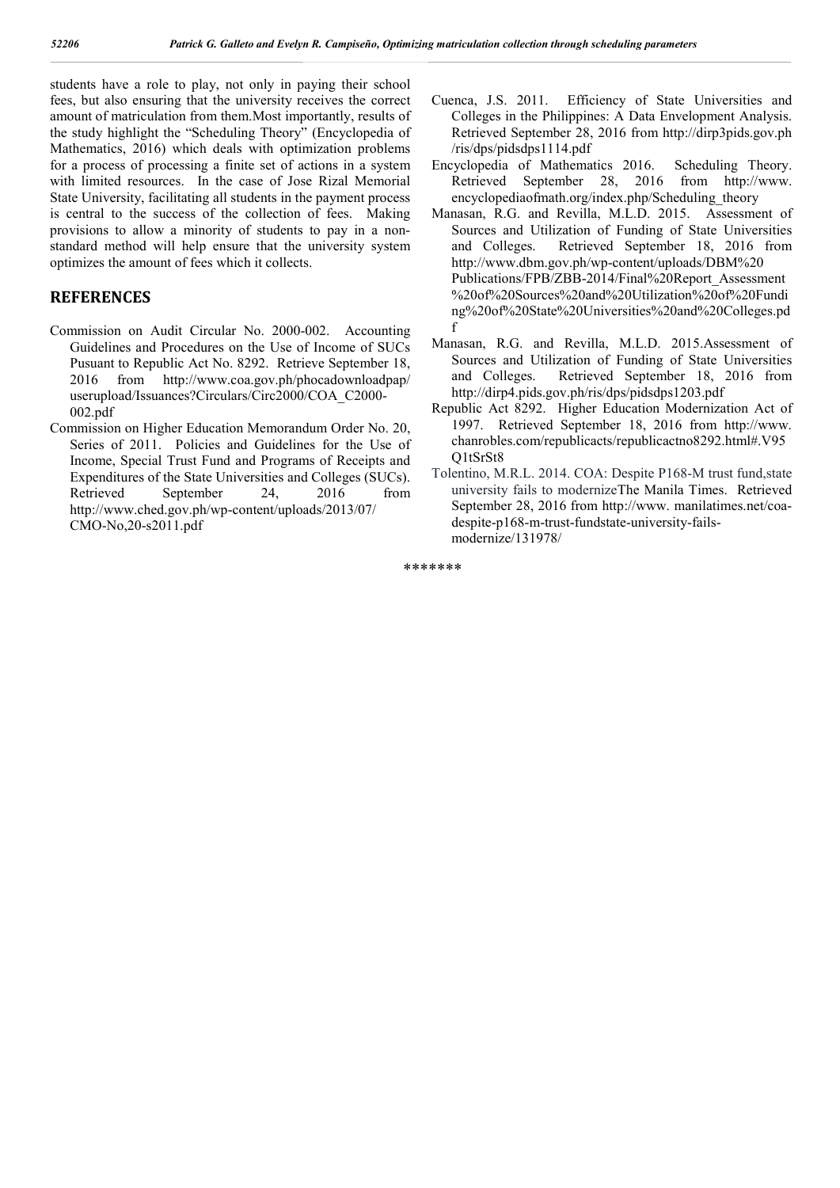students have a role to play, not only in paying their school fees, but also ensuring that the university receives the correct amount of matriculation from them.Most importantly, results of the study highlight the "Scheduling Theory" (Encyclopedia of Mathematics, 2016) which deals with optimization problems for a process of processing a finite set of actions in a system with limited resources. In the case of Jose Rizal Memorial State University, facilitating all students in the payment process is central to the success of the collection of fees. Making provisions to allow a minority of students to pay in a non-standard method will help ensure that the university system optimizes the amount of fees which it collects.

## REFERENCES

Commission on Audit Circular No. 2000-002. Accounting Guidelines and Procedures on the Use of Income of SUCs Pusuant to Republic Act No. 8292. Retrieve September 18, 2016 from http://www.coa.gov.ph/phocadownloadpap/userupload/Issuances?Circulars/Circ2000/COA_C2000-002.pdf

Commission on Higher Education Memorandum Order No. 20, Series of 2011. Policies and Guidelines for the Use of Income, Special Trust Fund and Programs of Receipts and Expenditures of the State Universities and Colleges (SUCs). Retrieved September 24, 2016 from http://www.ched.gov.ph/wp-content/uploads/2013/07/CMO-No,20-s2011.pdf

Cuenca, J.S. 2011. Efficiency of State Universities and Colleges in the Philippines: A Data Envelopment Analysis. Retrieved September 28, 2016 from http://dirp3pids.gov.ph/ris/dps/pidsdps1114.pdf

Encyclopedia of Mathematics 2016. Scheduling Theory. Retrieved September 28, 2016 from http://www.encyclopediaofmath.org/index.php/Scheduling_theory

Manasan, R.G. and Revilla, M.L.D. 2015. Assessment of Sources and Utilization of Funding of State Universities and Colleges. Retrieved September 18, 2016 from http://www.dbm.gov.ph/wp-content/uploads/DBM%20Publications/FPB/ZBB-2014/Final%20Report_Assessment%20of%20Sources%20and%20Utilization%20of%20Funding%20of%20State%20Universities%20and%20Colleges.pdf

Manasan, R.G. and Revilla, M.L.D. 2015.Assessment of Sources and Utilization of Funding of State Universities and Colleges. Retrieved September 18, 2016 from http://dirp4.pids.gov.ph/ris/dps/pidsdps1203.pdf

Republic Act 8292. Higher Education Modernization Act of 1997. Retrieved September 18, 2016 from http://www.chanrobles.com/republicacts/republicactno8292.html#.V95Q1tSrSt8

Tolentino, M.R.L. 2014. COA: Despite P168-M trust fund,state university fails to modernizeThe Manila Times. Retrieved September 28, 2016 from http://www. manilatimes.net/coa-despite-p168-m-trust-fundstate-university-fails-modernize/131978/

\*\*\*\*\*\*\*